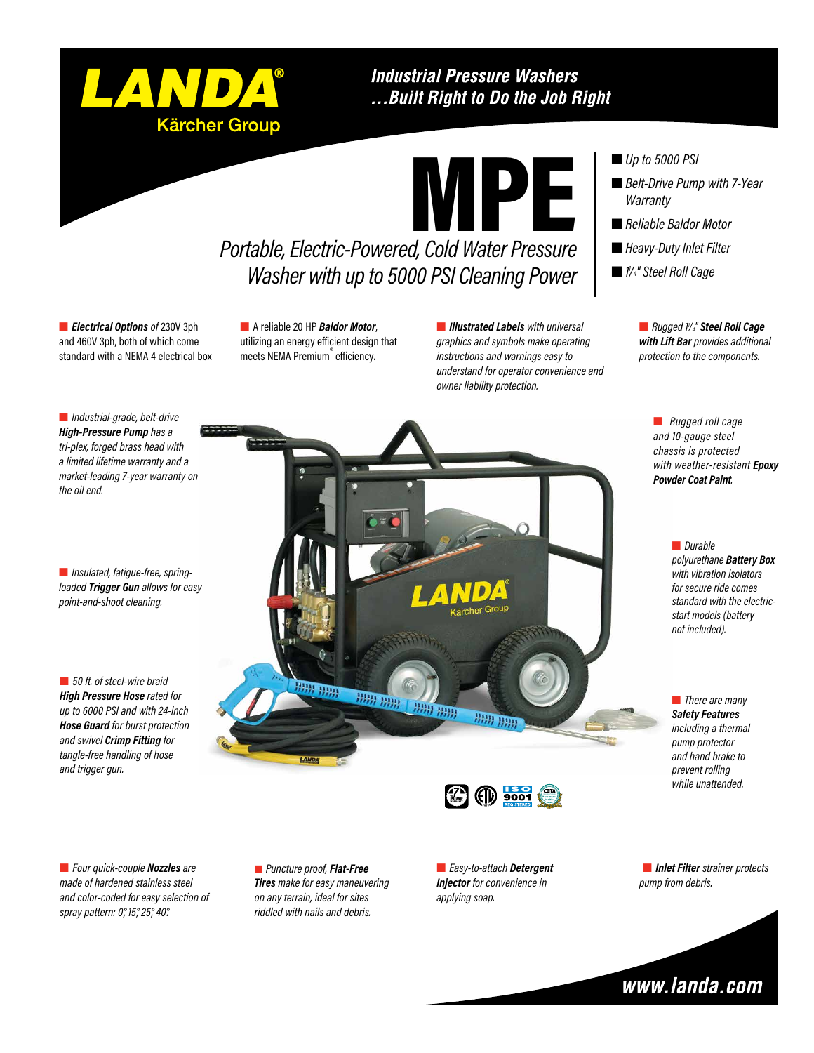# LANDA®

Kärcher Group

## Industrial Pressure Washers …Built Right to Do the Job Right

# MPE

## *Portable, Electric-Powered, Cold Water Pressure Washer with up to 5000 PSI Cleaning Power*

- *Up to 5000 PSI*
- *Belt-Drive Pump with 7-Year Warranty*
- *Reliable Baldor Motor*
- *Heavy-Duty Inlet Filter*
- *1¼" Steel Roll Cage*

**Electrical Options** of 230V 3ph and 460V 3ph, both of which come standard with a NEMA 4 electrical box

A reliable 20 HP **Baldor Motor**, utilizing an energy efficient design that meets NEMA Premium® efficiency.

***Illustrated Labels*** *with universal graphics and symbols make operating instructions and warnings easy to understand for operator convenience and owner liability protection.*

*Rugged 1¼"* ***Steel Roll Cage with Lift Bar*** *provides additional protection to the components.*

*Industrial-grade, belt-drive* ***High-Pressure Pump*** *has a tri-plex, forged brass head with a limited lifetime warranty and a market-leading 7-year warranty on the oil end.*

*Rugged roll cage and 10-gauge steel chassis is protected with weather-resistant* ***Epoxy Powder Coat Paint****.*

*Insulated, fatigue-free, spring-loaded* ***Trigger Gun*** *allows for easy point-and-shoot cleaning.*

*Durable polyurethane* ***Battery Box*** *with vibration isolators for secure ride comes standard with the electric-start models (battery not included).*

*50 ft. of steel-wire braid* ***High Pressure Hose*** *rated for up to 6000 PSI and with 24-inch* ***Hose Guard*** *for burst protection and swivel* ***Crimp Fitting*** *for tangle-free handling of hose and trigger gun.*

*There are many* ***Safety Features*** *including a thermal pump protector and hand brake to prevent rolling while unattended.*

*Four quick-couple* ***Nozzles*** *are made of hardened stainless steel and color-coded for easy selection of spray pattern: 0°, 15°, 25°, 40°.*

*Puncture proof,* ***Flat-Free Tires*** *make for easy maneuvering on any terrain, ideal for sites riddled with nails and debris.*

*Easy-to-attach* ***Detergent Injector*** *for convenience in applying soap.*

***Inlet Filter*** *strainer protects pump from debris.*

**www.landa.com**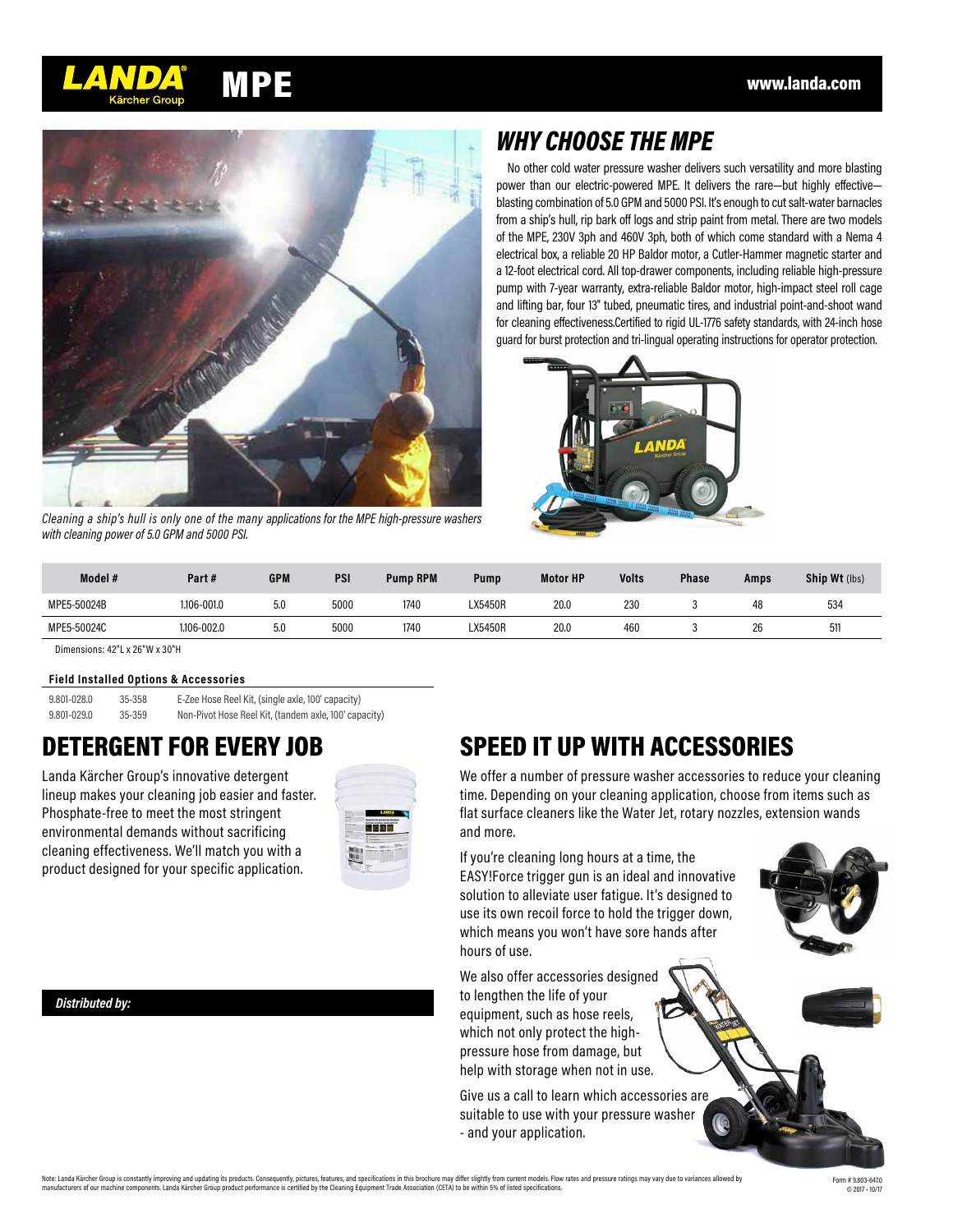# MPE

## WHY CHOOSE THE MPE

No other cold water pressure washer delivers such versatility and more blasting power than our electric-powered MPE. It delivers the rare—but highly effective—blasting combination of 5.0 GPM and 5000 PSI. It's enough to cut salt-water barnacles from a ship's hull, rip bark off logs and strip paint from metal. There are two models of the MPE, 230V 3ph and 460V 3ph, both of which come standard with a Nema 4 electrical box, a reliable 20 HP Baldor motor, a Cutler-Hammer magnetic starter and a 12-foot electrical cord. All top-drawer components, including reliable high-pressure pump with 7-year warranty, extra-reliable Baldor motor, high-impact steel roll cage and lifting bar, four 13" tubed, pneumatic tires, and industrial point-and-shoot wand for cleaning effectiveness.Certified to rigid UL-1776 safety standards, with 24-inch hose guard for burst protection and tri-lingual operating instructions for operator protection.

*Cleaning a ship's hull is only one of the many applications for the MPE high-pressure washers with cleaning power of 5.0 GPM and 5000 PSI.*

| Model # | Part # | GPM | PSI | Pump RPM | Pump | Motor HP | Volts | Phase | Amps | Ship Wt (lbs) |
|---|---|---|---|---|---|---|---|---|---|---|
| MPE5-50024B | 1.106-001.0 | 5.0 | 5000 | 1740 | LX5450R | 20.0 | 230 | 3 | 48 | 534 |
| MPE5-50024C | 1.106-002.0 | 5.0 | 5000 | 1740 | LX5450R | 20.0 | 460 | 3 | 26 | 511 |

Dimensions: 42"L x 26"W x 30"H

**Field Installed Options & Accessories**

| | | |
|---|---|---|
| 9.801-028.0 | 35-358 | E-Zee Hose Reel Kit, (single axle, 100' capacity) |
| 9.801-029.0 | 35-359 | Non-Pivot Hose Reel Kit, (tandem axle, 100' capacity) |

## DETERGENT FOR EVERY JOB

Landa Kärcher Group's innovative detergent lineup makes your cleaning job easier and faster. Phosphate-free to meet the most stringent environmental demands without sacrificing cleaning effectiveness. We'll match you with a product designed for your specific application.

***Distributed by:***

## SPEED IT UP WITH ACCESSORIES

We offer a number of pressure washer accessories to reduce your cleaning time. Depending on your cleaning application, choose from items such as flat surface cleaners like the Water Jet, rotary nozzles, extension wands and more.

If you're cleaning long hours at a time, the EASY!Force trigger gun is an ideal and innovative solution to alleviate user fatigue. It's designed to use its own recoil force to hold the trigger down, which means you won't have sore hands after hours of use.

We also offer accessories designed to lengthen the life of your equipment, such as hose reels, which not only protect the high-pressure hose from damage, but help with storage when not in use.

Give us a call to learn which accessories are suitable to use with your pressure washer - and your application.

Note: Landa Kärcher Group is constantly improving and updating its products. Consequently, pictures, features, and specifications in this brochure may differ slightly from current models. Flow rates and pressure ratings may vary due to variances allowed by manufacturers of our machine components. Landa Kärcher Group product performance is certified by the Cleaning Equipment Trade Association (CETA) to be within 5% of listed specifications.

Form # 9.803-6470
© 2017 • 10/17